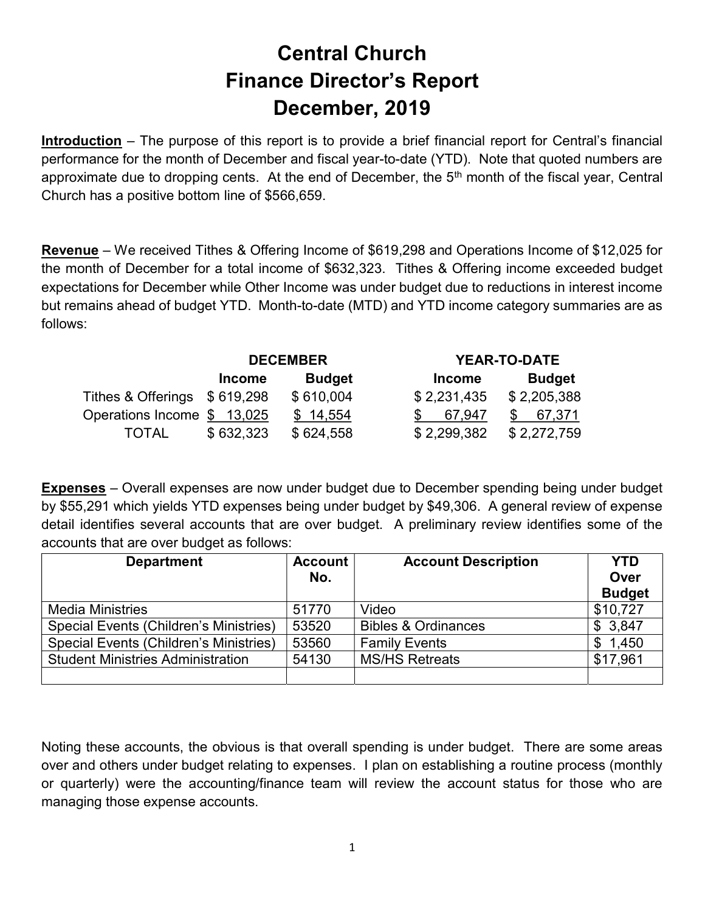# Central Church
# Finance Director's Report
# December, 2019

**Introduction** – The purpose of this report is to provide a brief financial report for Central's financial performance for the month of December and fiscal year-to-date (YTD). Note that quoted numbers are approximate due to dropping cents. At the end of December, the 5th month of the fiscal year, Central Church has a positive bottom line of $566,659.

**Revenue** – We received Tithes & Offering Income of $619,298 and Operations Income of $12,025 for the month of December for a total income of $632,323. Tithes & Offering income exceeded budget expectations for December while Other Income was under budget due to reductions in interest income but remains ahead of budget YTD. Month-to-date (MTD) and YTD income category summaries are as follows:

| | DECEMBER | | YEAR-TO-DATE | |
|---|---|---|---|---|
| | **Income** | **Budget** | **Income** | **Budget** |
| Tithes & Offerings | $ 619,298 | $ 610,004 | $ 2,231,435 | $ 2,205,388 |
| Operations Income | $ 13,025 | $ 14,554 | $ 67,947 | $ 67,371 |
| TOTAL | $ 632,323 | $ 624,558 | $ 2,299,382 | $ 2,272,759 |

**Expenses** – Overall expenses are now under budget due to December spending being under budget by $55,291 which yields YTD expenses being under budget by $49,306. A general review of expense detail identifies several accounts that are over budget. A preliminary review identifies some of the accounts that are over budget as follows:

| Department | Account No. | Account Description | YTD Over Budget |
|---|---|---|---|
| Media Ministries | 51770 | Video | $10,727 |
| Special Events (Children's Ministries) | 53520 | Bibles & Ordinances | $ 3,847 |
| Special Events (Children's Ministries) | 53560 | Family Events | $ 1,450 |
| Student Ministries Administration | 54130 | MS/HS Retreats | $17,961 |
| | | | |

Noting these accounts, the obvious is that overall spending is under budget. There are some areas over and others under budget relating to expenses. I plan on establishing a routine process (monthly or quarterly) were the accounting/finance team will review the account status for those who are managing those expense accounts.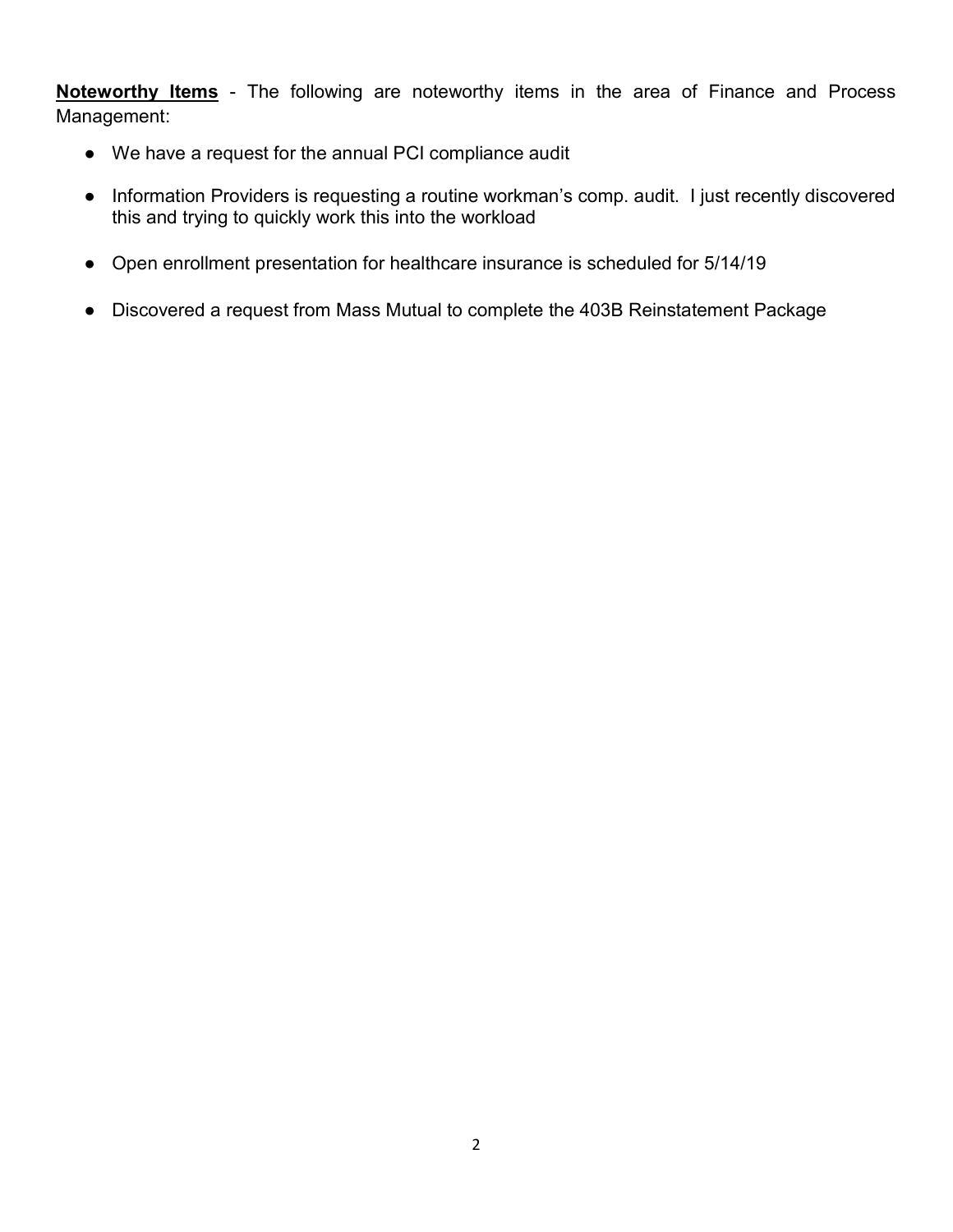**<u>Noteworthy Items</u>** - The following are noteworthy items in the area of Finance and Process Management:

- We have a request for the annual PCI compliance audit
- Information Providers is requesting a routine workman's comp. audit.  I just recently discovered this and trying to quickly work this into the workload
- Open enrollment presentation for healthcare insurance is scheduled for 5/14/19
- Discovered a request from Mass Mutual to complete the 403B Reinstatement Package